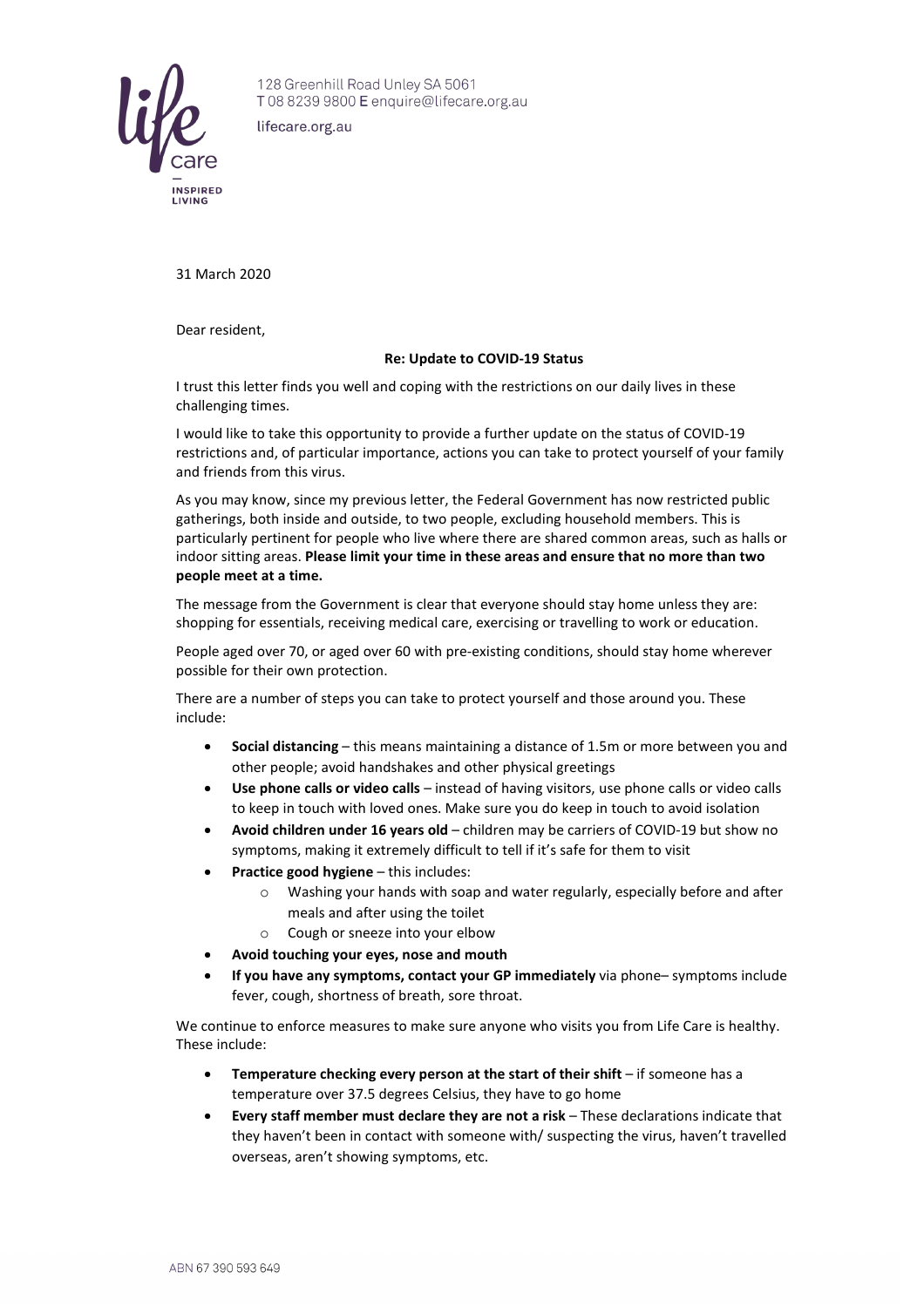128 Greenhill Road Unley SA 5061
T 08 8239 9800 E enquire@lifecare.org.au

lifecare.org.au

31 March 2020

Dear resident,

**Re: Update to COVID-19 Status**

I trust this letter finds you well and coping with the restrictions on our daily lives in these challenging times.

I would like to take this opportunity to provide a further update on the status of COVID-19 restrictions and, of particular importance, actions you can take to protect yourself of your family and friends from this virus.

As you may know, since my previous letter, the Federal Government has now restricted public gatherings, both inside and outside, to two people, excluding household members. This is particularly pertinent for people who live where there are shared common areas, such as halls or indoor sitting areas. **Please limit your time in these areas and ensure that no more than two people meet at a time.**

The message from the Government is clear that everyone should stay home unless they are: shopping for essentials, receiving medical care, exercising or travelling to work or education.

People aged over 70, or aged over 60 with pre-existing conditions, should stay home wherever possible for their own protection.

There are a number of steps you can take to protect yourself and those around you. These include:

- **Social distancing** – this means maintaining a distance of 1.5m or more between you and other people; avoid handshakes and other physical greetings
- **Use phone calls or video calls** – instead of having visitors, use phone calls or video calls to keep in touch with loved ones. Make sure you do keep in touch to avoid isolation
- **Avoid children under 16 years old** – children may be carriers of COVID-19 but show no symptoms, making it extremely difficult to tell if it's safe for them to visit
- **Practice good hygiene** – this includes:
  - Washing your hands with soap and water regularly, especially before and after meals and after using the toilet
  - Cough or sneeze into your elbow
- **Avoid touching your eyes, nose and mouth**
- **If you have any symptoms, contact your GP immediately** via phone– symptoms include fever, cough, shortness of breath, sore throat.

We continue to enforce measures to make sure anyone who visits you from Life Care is healthy. These include:

- **Temperature checking every person at the start of their shift** – if someone has a temperature over 37.5 degrees Celsius, they have to go home
- **Every staff member must declare they are not a risk** – These declarations indicate that they haven't been in contact with someone with/ suspecting the virus, haven't travelled overseas, aren't showing symptoms, etc.

ABN 67 390 593 649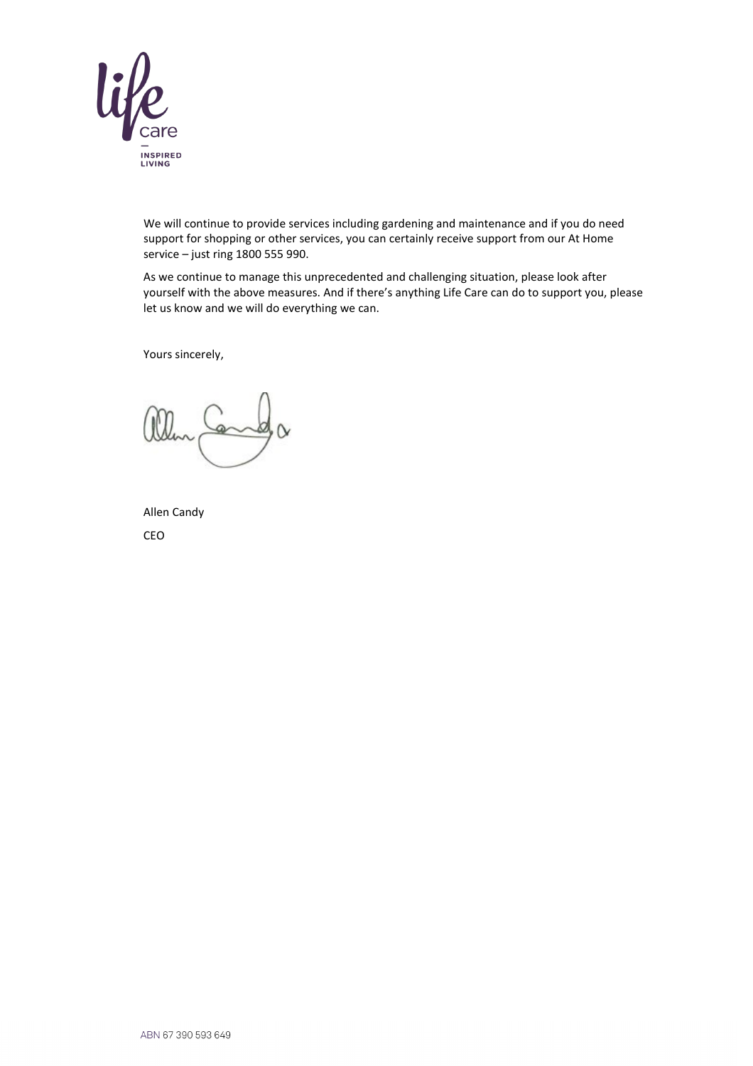We will continue to provide services including gardening and maintenance and if you do need support for shopping or other services, you can certainly receive support from our At Home service – just ring 1800 555 990.

As we continue to manage this unprecedented and challenging situation, please look after yourself with the above measures. And if there's anything Life Care can do to support you, please let us know and we will do everything we can.

Yours sincerely,

Allen Candy

CEO

ABN 67 390 593 649